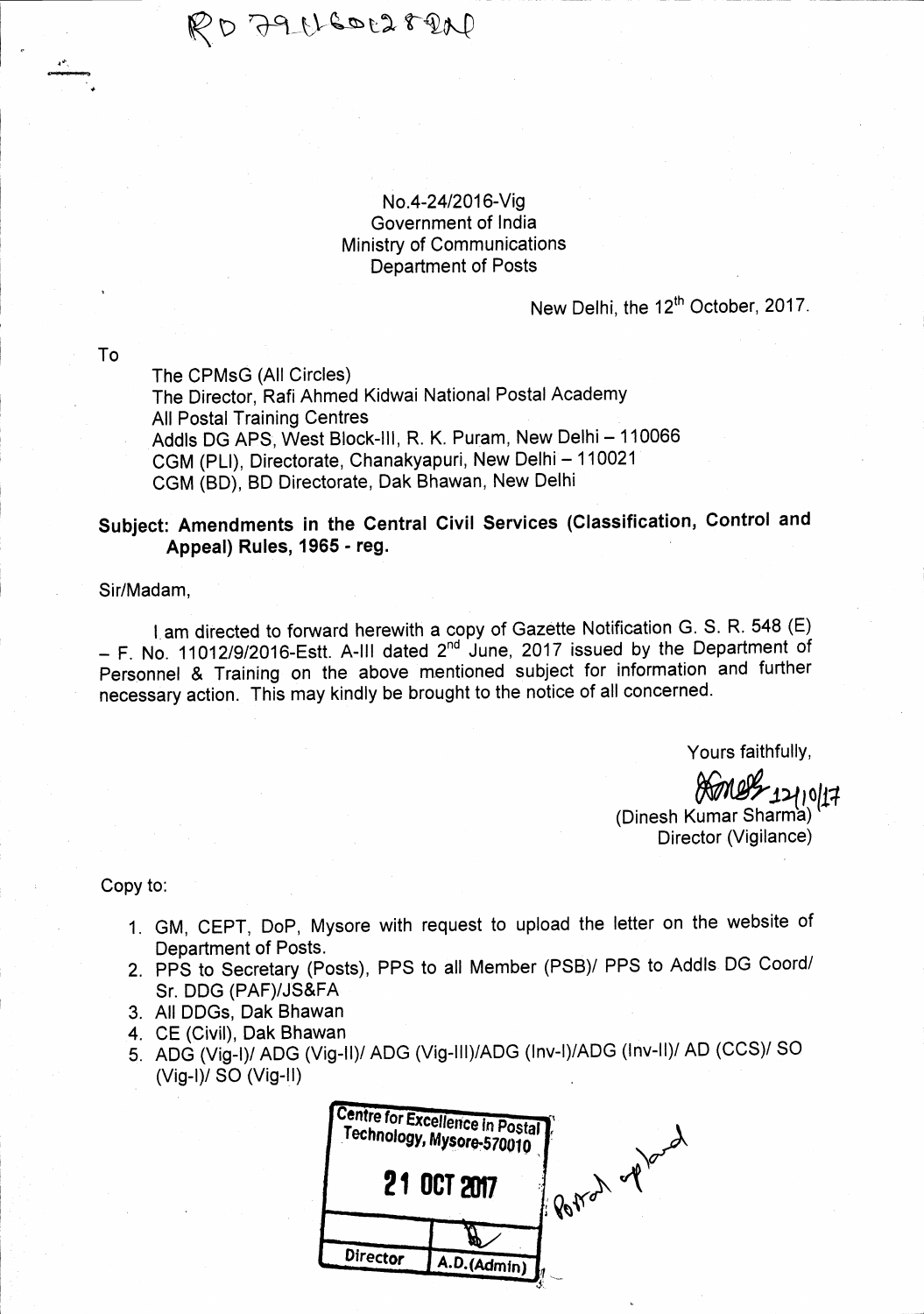RD 79116012 8 IN

No.4-24/2016-Vig
Government of India
Ministry of Communications
Department of Posts

New Delhi, the 12th October, 2017.

To

The CPMsG (All Circles)
The Director, Rafi Ahmed Kidwai National Postal Academy
All Postal Training Centres
Addls DG APS, West Block-III, R. K. Puram, New Delhi – 110066
CGM (PLI), Directorate, Chanakyapuri, New Delhi – 110021
CGM (BD), BD Directorate, Dak Bhawan, New Delhi

**Subject: Amendments in the Central Civil Services (Classification, Control and Appeal) Rules, 1965 - reg.**

Sir/Madam,

I am directed to forward herewith a copy of Gazette Notification G. S. R. 548 (E) – F. No. 11012/9/2016-Estt. A-III dated 2nd June, 2017 issued by the Department of Personnel & Training on the above mentioned subject for information and further necessary action. This may kindly be brought to the notice of all concerned.

Yours faithfully,

12/10/17
(Dinesh Kumar Sharma)
Director (Vigilance)

Copy to:

1. GM, CEPT, DoP, Mysore with request to upload the letter on the website of Department of Posts.
2. PPS to Secretary (Posts), PPS to all Member (PSB)/ PPS to Addls DG Coord/ Sr. DDG (PAF)/JS&FA
3. All DDGs, Dak Bhawan
4. CE (Civil), Dak Bhawan
5. ADG (Vig-I)/ ADG (Vig-II)/ ADG (Vig-III)/ADG (Inv-I)/ADG (Inv-II)/ AD (CCS)/ SO (Vig-I)/ SO (Vig-II)

| Centre for Excellence in Postal Technology, Mysore-570010 | |
|---|---|
| 21 OCT 2017 | |
| | |
| Director | A.D.(Admin) |

Portal upload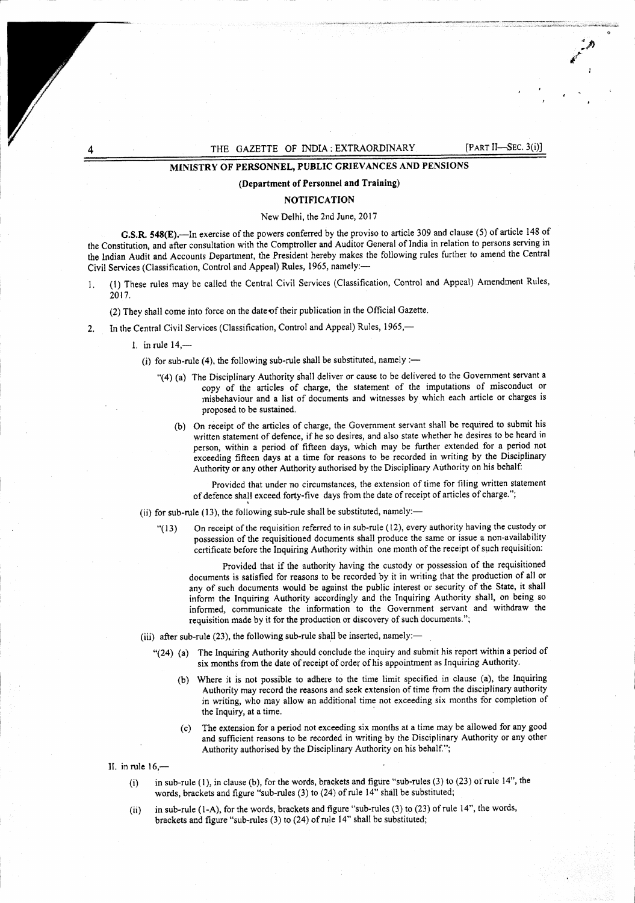## MINISTRY OF PERSONNEL, PUBLIC GRIEVANCES AND PENSIONS

### (Department of Personnel and Training)

### NOTIFICATION

New Delhi, the 2nd June, 2017

**G.S.R. 548(E).**—In exercise of the powers conferred by the proviso to article 309 and clause (5) of article 148 of the Constitution, and after consultation with the Comptroller and Auditor General of India in relation to persons serving in the Indian Audit and Accounts Department, the President hereby makes the following rules further to amend the Central Civil Services (Classification, Control and Appeal) Rules, 1965, namely:—

1. (1) These rules may be called the Central Civil Services (Classification, Control and Appeal) Amendment Rules, 2017.

   (2) They shall come into force on the date of their publication in the Official Gazette.

2. In the Central Civil Services (Classification, Control and Appeal) Rules, 1965,—

   I. in rule 14,—

   (i) for sub-rule (4), the following sub-rule shall be substituted, namely :—

   "(4) (a) The Disciplinary Authority shall deliver or cause to be delivered to the Government servant a copy of the articles of charge, the statement of the imputations of misconduct or misbehaviour and a list of documents and witnesses by which each article or charges is proposed to be sustained.

   (b) On receipt of the articles of charge, the Government servant shall be required to submit his written statement of defence, if he so desires, and also state whether he desires to be heard in person, within a period of fifteen days, which may be further extended for a period not exceeding fifteen days at a time for reasons to be recorded in writing by the Disciplinary Authority or any other Authority authorised by the Disciplinary Authority on his behalf:

   Provided that under no circumstances, the extension of time for filing written statement of defence shall exceed forty-five days from the date of receipt of articles of charge.";

   (ii) for sub-rule (13), the following sub-rule shall be substituted, namely:—

   "(13) On receipt of the requisition referred to in sub-rule (12), every authority having the custody or possession of the requisitioned documents shall produce the same or issue a non-availability certificate before the Inquiring Authority within one month of the receipt of such requisition:

   Provided that if the authority having the custody or possession of the requisitioned documents is satisfied for reasons to be recorded by it in writing that the production of all or any of such documents would be against the public interest or security of the State, it shall inform the Inquiring Authority accordingly and the Inquiring Authority shall, on being so informed, communicate the information to the Government servant and withdraw the requisition made by it for the production or discovery of such documents.";

   (iii) after sub-rule (23), the following sub-rule shall be inserted, namely:—

   "(24) (a) The Inquiring Authority should conclude the inquiry and submit his report within a period of six months from the date of receipt of order of his appointment as Inquiring Authority.

   (b) Where it is not possible to adhere to the time limit specified in clause (a), the Inquiring Authority may record the reasons and seek extension of time from the disciplinary authority in writing, who may allow an additional time not exceeding six months for completion of the Inquiry, at a time.

   (c) The extension for a period not exceeding six months at a time may be allowed for any good and sufficient reasons to be recorded in writing by the Disciplinary Authority or any other Authority authorised by the Disciplinary Authority on his behalf.";

   II. in rule 16,—

   (i) in sub-rule (1), in clause (b), for the words, brackets and figure "sub-rules (3) to (23) of rule 14", the words, brackets and figure "sub-rules (3) to (24) of rule 14" shall be substituted;

   (ii) in sub-rule (1-A), for the words, brackets and figure "sub-rules (3) to (23) of rule 14", the words, brackets and figure "sub-rules (3) to (24) of rule 14" shall be substituted;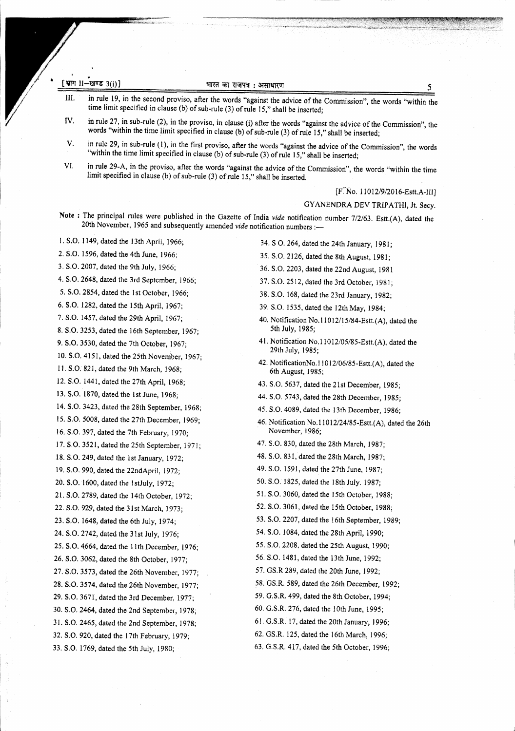III. in rule 19, in the second proviso, after the words "against the advice of the Commission", the words "within the time limit specified in clause (b) of sub-rule (3) of rule 15," shall be inserted;

IV. in rule 27, in sub-rule (2), in the proviso, in clause (i) after the words "against the advice of the Commission", the words "within the time limit specified in clause (b) of sub-rule (3) of rule 15," shall be inserted;

V. in rule 29, in sub-rule (1), in the first proviso, after the words "against the advice of the Commission", the words "within the time limit specified in clause (b) of sub-rule (3) of rule 15," shall be inserted;

VI. in rule 29-A, in the proviso, after the words "against the advice of the Commission", the words "within the time limit specified in clause (b) of sub-rule (3) of rule 15," shall be inserted.

[F. No. 11012/9/2016-Estt.A-III]

GYANENDRA DEV TRIPATHI, Jt. Secy.

**Note :** The principal rules were published in the Gazette of India *vide* notification number 7/2/63. Estt.(A), dated the 20th November, 1965 and subsequently amended *vide* notification numbers :—

1. S.O. 1149, dated the 13th April, 1966;
2. S.O. 1596, dated the 4th June, 1966;
3. S.O. 2007, dated the 9th July, 1966;
4. S.O. 2648, dated the 3rd September, 1966;
5. S.O. 2854, dated the 1st October, 1966;
6. S.O. 1282, dated the 15th April, 1967;
7. S.O. 1457, dated the 29th April, 1967;
8. S.O. 3253, dated the 16th September, 1967;
9. S.O. 3530, dated the 7th October, 1967;
10. S.O. 4151, dated the 25th November, 1967;
11. S.O. 821, dated the 9th March, 1968;
12. S.O. 1441, dated the 27th April, 1968;
13. S.O. 1870, dated the 1st June, 1968;
14. S.O. 3423, dated the 28th September, 1968;
15. S.O. 5008, dated the 27th December, 1969;
16. S.O. 397, dated the 7th February, 1970;
17. S.O. 3521, dated the 25th September, 1971;
18. S.O. 249, dated the 1st January, 1972;
19. S.O. 990, dated the 22ndApril, 1972;
20. S.O. 1600, dated the 1stJuly, 1972;
21. S.O. 2789, dated the 14th October, 1972;
22. S.O. 929, dated the 31st March, 1973;
23. S.O. 1648, dated the 6th July, 1974;
24. S.O. 2742, dated the 31st July, 1976;
25. S.O. 4664, dated the 11th December, 1976;
26. S.O. 3062, dated the 8th October, 1977;
27. S.O. 3573, dated the 26th November, 1977;
28. S.O. 3574, dated the 26th November, 1977;
29. S.O. 3671, dated the 3rd December, 1977;
30. S.O. 2464, dated the 2nd September, 1978;
31. S.O. 2465, dated the 2nd September, 1978;
32. S.O. 920, dated the 17th February, 1979;
33. S.O. 1769, dated the 5th July, 1980;
34. S O. 264, dated the 24th January, 1981;
35. S.O. 2126, dated the 8th August, 1981;
36. S.O. 2203, dated the 22nd August, 1981
37. S.O. 2512, dated the 3rd October, 1981;
38. S.O. 168, dated the 23rd January, 1982;
39. S.O. 1535, dated the 12th May, 1984;
40. Notification No.11012/15/84-Estt.(A), dated the 5th July, 1985;
41. Notification No.11012/05/85-Estt.(A), dated the 29th July, 1985;
42. NotificationNo.11012/06/85-Estt.(A), dated the 6th August, 1985;
43. S.O. 5637, dated the 21st December, 1985;
44. S.O. 5743, dated the 28th December, 1985;
45. S.O. 4089, dated the 13th December, 1986;
46. Notification No.11012/24/85-Estt.(A), dated the 26th November, 1986;
47. S.O. 830, dated the 28th March, 1987;
48. S.O. 831, dated the 28th March, 1987;
49. S.O. 1591, dated the 27th June, 1987;
50. S.O. 1825, dated the 18th July. 1987;
51. S.O. 3060, dated the 15th October, 1988;
52. S.O. 3061, dated the 15th October, 1988;
53. S.O. 2207, dated the 16th September, 1989;
54. S.O. 1084, dated the 28th April, 1990;
55. S.O. 2208, dated the 25th August, 1990;
56. S.O. 1481, dated the 13th June, 1992;
57. GS.R 289, dated the 20th June, 1992;
58. GS.R. 589, dated the 26th December, 1992;
59. G.S.R. 499, dated the 8th October, 1994;
60. G.S.R. 276, dated the 10th June, 1995;
61. G.S.R. 17, dated the 20th January, 1996;
62. GS.R. 125, dated the 16th March, 1996;
63. G.S.R. 417, dated the 5th October, 1996;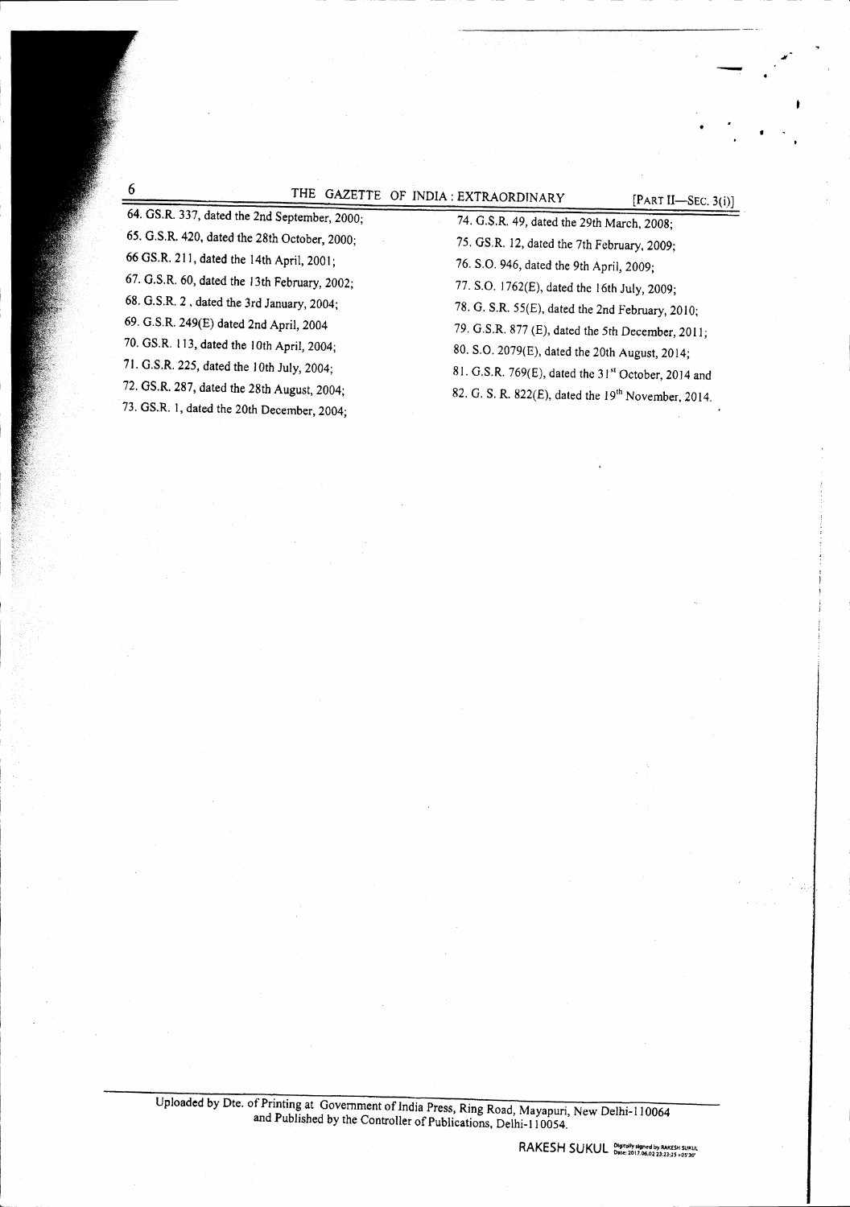64. GS.R. 337, dated the 2nd September, 2000;

65. G.S.R. 420, dated the 28th October, 2000;

66 GS.R. 211, dated the 14th April, 2001;

67. G.S.R. 60, dated the 13th February, 2002;

68. G.S.R. 2 , dated the 3rd January, 2004;

69. G.S.R. 249(E) dated 2nd April, 2004

70. GS.R. 113, dated the 10th April, 2004;

71. G.S.R. 225, dated the 10th July, 2004;

72. GS.R. 287, dated the 28th August, 2004;

73. GS.R. 1, dated the 20th December, 2004;

74. G.S.R. 49, dated the 29th March, 2008;

75. GS.R. 12, dated the 7th February, 2009;

76. S.O. 946, dated the 9th April, 2009;

77. S.O. 1762(E), dated the 16th July, 2009;

78. G. S.R. 55(E), dated the 2nd February, 2010;

79. G.S.R. 877 (E), dated the 5th December, 2011;

80. S.O. 2079(E), dated the 20th August, 2014;

81. G.S.R. 769(E), dated the 31st October, 2014 and

82. G. S. R. 822(E), dated the 19th November, 2014.

Uploaded by Dte. of Printing at Government of India Press, Ring Road, Mayapuri, New Delhi-110064 and Published by the Controller of Publications, Delhi-110054.

RAKESH SUKUL Digitally signed by RAKESH SUKUL Date: 2017.06.02 23:23:25 +05'30'